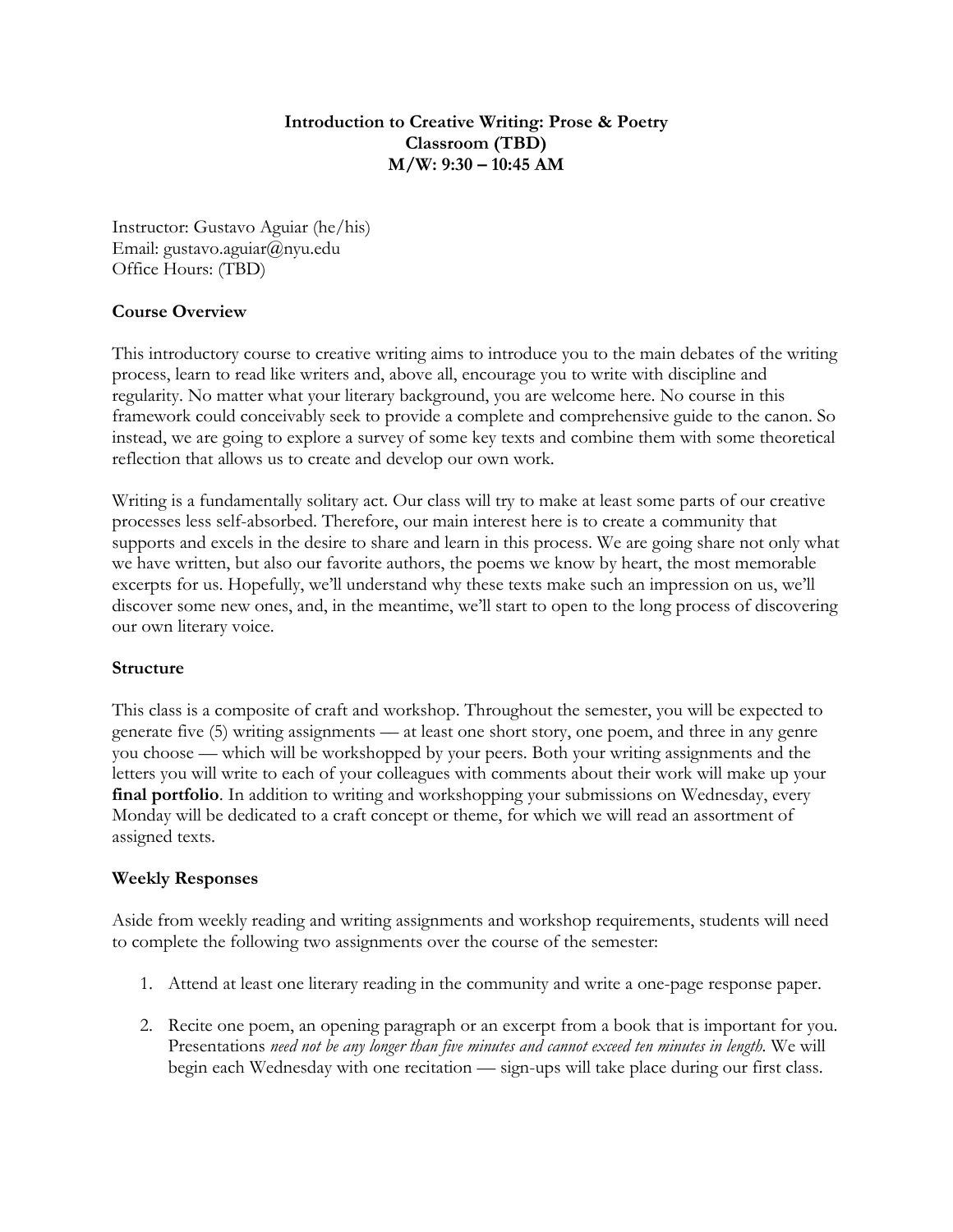**Introduction to Creative Writing: Prose & Poetry**
**Classroom (TBD)**
**M/W: 9:30 – 10:45 AM**

Instructor: Gustavo Aguiar (he/his)
Email: gustavo.aguiar@nyu.edu
Office Hours: (TBD)

## Course Overview

This introductory course to creative writing aims to introduce you to the main debates of the writing process, learn to read like writers and, above all, encourage you to write with discipline and regularity. No matter what your literary background, you are welcome here. No course in this framework could conceivably seek to provide a complete and comprehensive guide to the canon. So instead, we are going to explore a survey of some key texts and combine them with some theoretical reflection that allows us to create and develop our own work.

Writing is a fundamentally solitary act. Our class will try to make at least some parts of our creative processes less self-absorbed. Therefore, our main interest here is to create a community that supports and excels in the desire to share and learn in this process. We are going share not only what we have written, but also our favorite authors, the poems we know by heart, the most memorable excerpts for us. Hopefully, we'll understand why these texts make such an impression on us, we'll discover some new ones, and, in the meantime, we'll start to open to the long process of discovering our own literary voice.

## Structure

This class is a composite of craft and workshop. Throughout the semester, you will be expected to generate five (5) writing assignments — at least one short story, one poem, and three in any genre you choose — which will be workshopped by your peers. Both your writing assignments and the letters you will write to each of your colleagues with comments about their work will make up your **final portfolio**. In addition to writing and workshopping your submissions on Wednesday, every Monday will be dedicated to a craft concept or theme, for which we will read an assortment of assigned texts.

## Weekly Responses

Aside from weekly reading and writing assignments and workshop requirements, students will need to complete the following two assignments over the course of the semester:

1. Attend at least one literary reading in the community and write a one-page response paper.

2. Recite one poem, an opening paragraph or an excerpt from a book that is important for you. Presentations *need not be any longer than five minutes and cannot exceed ten minutes in length.* We will begin each Wednesday with one recitation — sign-ups will take place during our first class.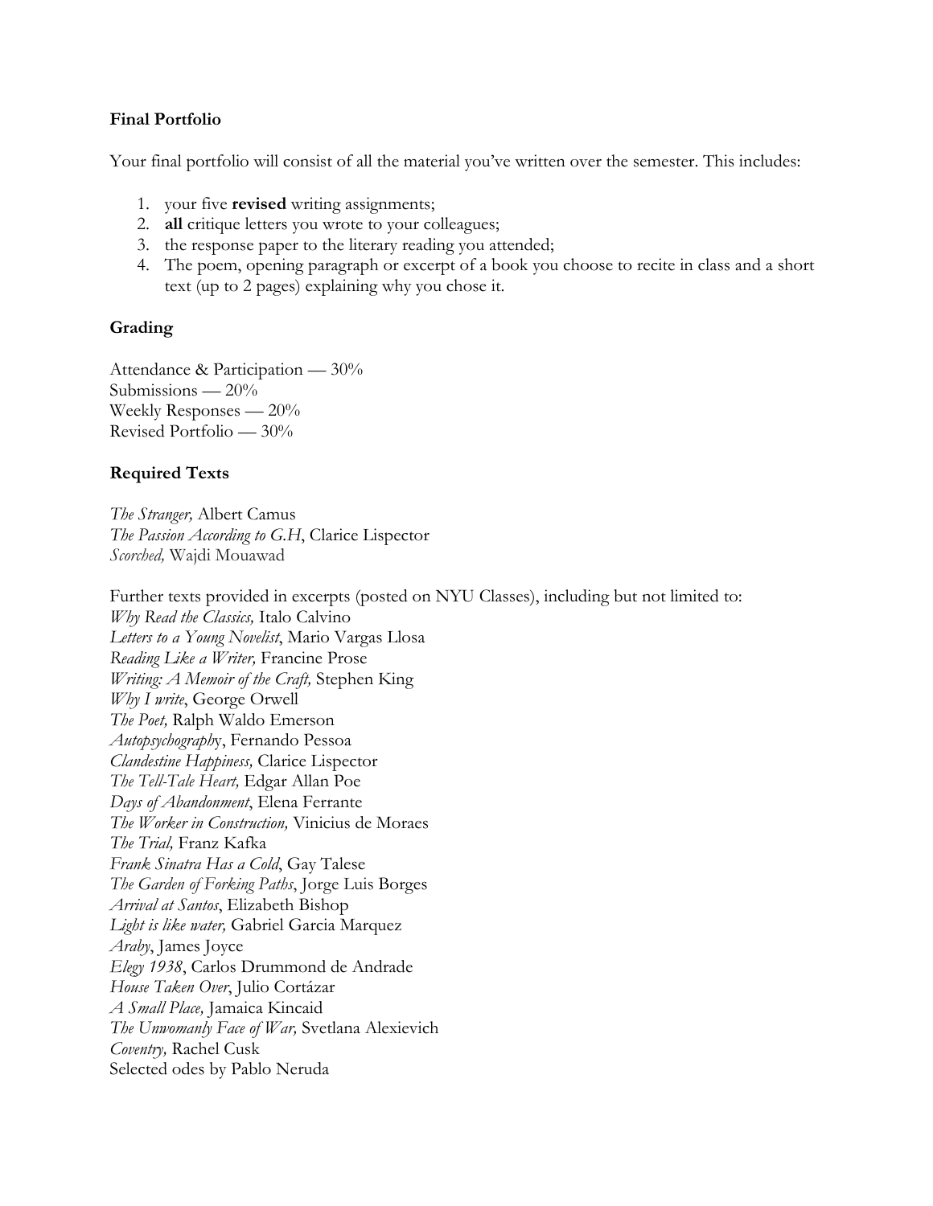**Final Portfolio**

Your final portfolio will consist of all the material you've written over the semester. This includes:

1. your five **revised** writing assignments;
2. **all** critique letters you wrote to your colleagues;
3. the response paper to the literary reading you attended;
4. The poem, opening paragraph or excerpt of a book you choose to recite in class and a short text (up to 2 pages) explaining why you chose it.

**Grading**

Attendance & Participation — 30%
Submissions — 20%
Weekly Responses — 20%
Revised Portfolio — 30%

**Required Texts**

*The Stranger,* Albert Camus
*The Passion According to G.H*, Clarice Lispector
*Scorched,* Wajdi Mouawad

Further texts provided in excerpts (posted on NYU Classes), including but not limited to:
*Why Read the Classics,* Italo Calvino
*Letters to a Young Novelist*, Mario Vargas Llosa
*Reading Like a Writer,* Francine Prose
*Writing: A Memoir of the Craft,* Stephen King
*Why I write*, George Orwell
*The Poet,* Ralph Waldo Emerson
*Autopsychography*, Fernando Pessoa
*Clandestine Happiness,* Clarice Lispector
*The Tell-Tale Heart,* Edgar Allan Poe
*Days of Abandonment*, Elena Ferrante
*The Worker in Construction,* Vinicius de Moraes
*The Trial,* Franz Kafka
*Frank Sinatra Has a Cold*, Gay Talese
*The Garden of Forking Paths*, Jorge Luis Borges
*Arrival at Santos*, Elizabeth Bishop
*Light is like water,* Gabriel Garcia Marquez
*Araby*, James Joyce
*Elegy 1938*, Carlos Drummond de Andrade
*House Taken Over*, Julio Cortázar
*A Small Place,* Jamaica Kincaid
*The Unwomanly Face of War,* Svetlana Alexievich
*Coventry,* Rachel Cusk
Selected odes by Pablo Neruda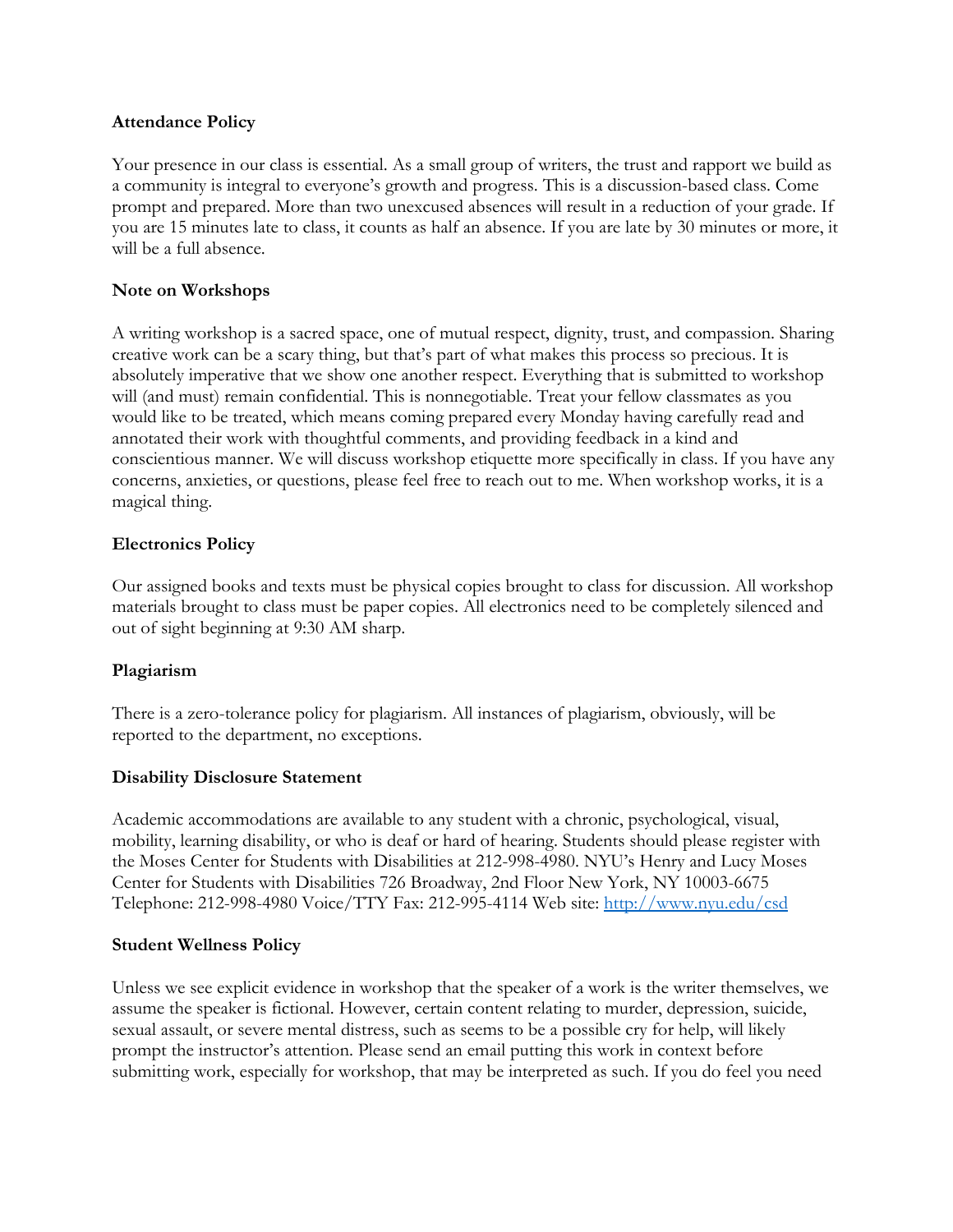**Attendance Policy**

Your presence in our class is essential. As a small group of writers, the trust and rapport we build as a community is integral to everyone's growth and progress. This is a discussion-based class. Come prompt and prepared. More than two unexcused absences will result in a reduction of your grade. If you are 15 minutes late to class, it counts as half an absence. If you are late by 30 minutes or more, it will be a full absence.

**Note on Workshops**

A writing workshop is a sacred space, one of mutual respect, dignity, trust, and compassion. Sharing creative work can be a scary thing, but that's part of what makes this process so precious. It is absolutely imperative that we show one another respect. Everything that is submitted to workshop will (and must) remain confidential. This is nonnegotiable. Treat your fellow classmates as you would like to be treated, which means coming prepared every Monday having carefully read and annotated their work with thoughtful comments, and providing feedback in a kind and conscientious manner. We will discuss workshop etiquette more specifically in class. If you have any concerns, anxieties, or questions, please feel free to reach out to me. When workshop works, it is a magical thing.

**Electronics Policy**

Our assigned books and texts must be physical copies brought to class for discussion. All workshop materials brought to class must be paper copies. All electronics need to be completely silenced and out of sight beginning at 9:30 AM sharp.

**Plagiarism**

There is a zero-tolerance policy for plagiarism. All instances of plagiarism, obviously, will be reported to the department, no exceptions.

**Disability Disclosure Statement**

Academic accommodations are available to any student with a chronic, psychological, visual, mobility, learning disability, or who is deaf or hard of hearing. Students should please register with the Moses Center for Students with Disabilities at 212-998-4980. NYU's Henry and Lucy Moses Center for Students with Disabilities 726 Broadway, 2nd Floor New York, NY 10003-6675 Telephone: 212-998-4980 Voice/TTY Fax: 212-995-4114 Web site: http://www.nyu.edu/csd

**Student Wellness Policy**

Unless we see explicit evidence in workshop that the speaker of a work is the writer themselves, we assume the speaker is fictional. However, certain content relating to murder, depression, suicide, sexual assault, or severe mental distress, such as seems to be a possible cry for help, will likely prompt the instructor's attention. Please send an email putting this work in context before submitting work, especially for workshop, that may be interpreted as such. If you do feel you need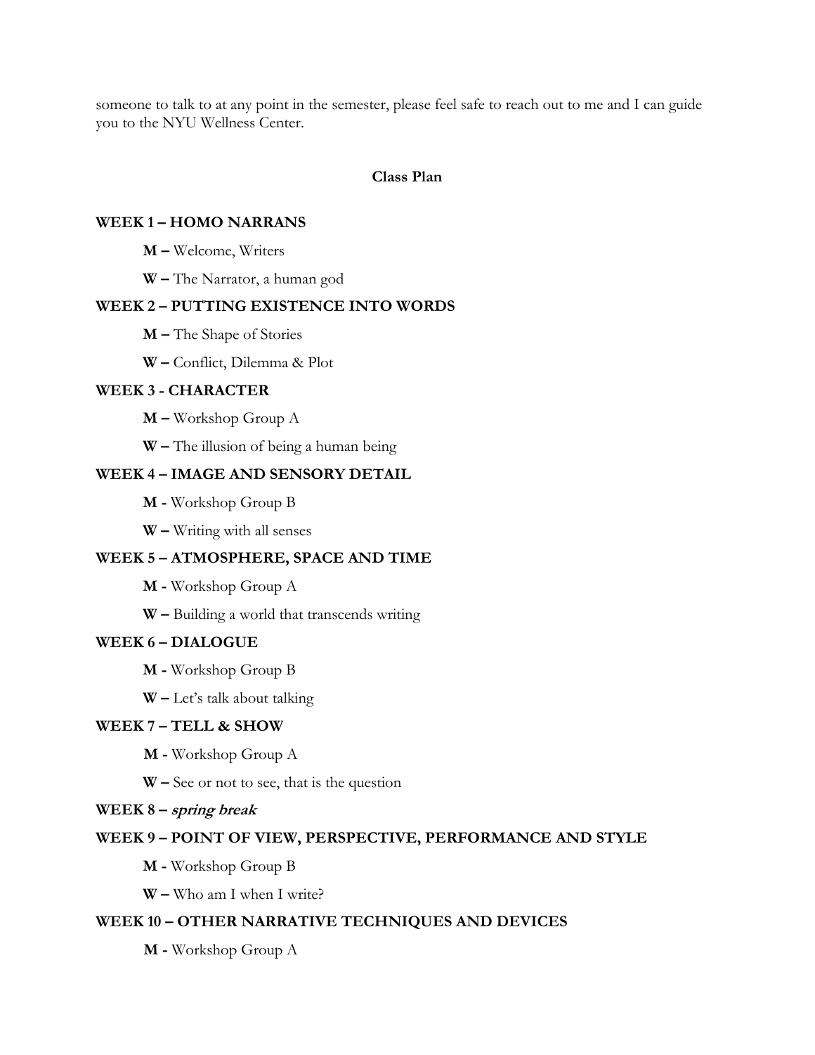someone to talk to at any point in the semester, please feel safe to reach out to me and I can guide you to the NYU Wellness Center.

## Class Plan

### WEEK 1 – HOMO NARRANS

**M –** Welcome, Writers

**W –** The Narrator, a human god

### WEEK 2 – PUTTING EXISTENCE INTO WORDS

**M –** The Shape of Stories

**W –** Conflict, Dilemma & Plot

### WEEK 3 - CHARACTER

**M –** Workshop Group A

**W –** The illusion of being a human being

### WEEK 4 – IMAGE AND SENSORY DETAIL

**M -** Workshop Group B

**W –** Writing with all senses

### WEEK 5 – ATMOSPHERE, SPACE AND TIME

**M -** Workshop Group A

**W –** Building a world that transcends writing

### WEEK 6 – DIALOGUE

**M -** Workshop Group B

**W –** Let's talk about talking

### WEEK 7 – TELL & SHOW

**M -** Workshop Group A

**W –** See or not to see, that is the question

### WEEK 8 – *spring break*

### WEEK 9 – POINT OF VIEW, PERSPECTIVE, PERFORMANCE AND STYLE

**M -** Workshop Group B

**W –** Who am I when I write?

### WEEK 10 – OTHER NARRATIVE TECHNIQUES AND DEVICES

**M -** Workshop Group A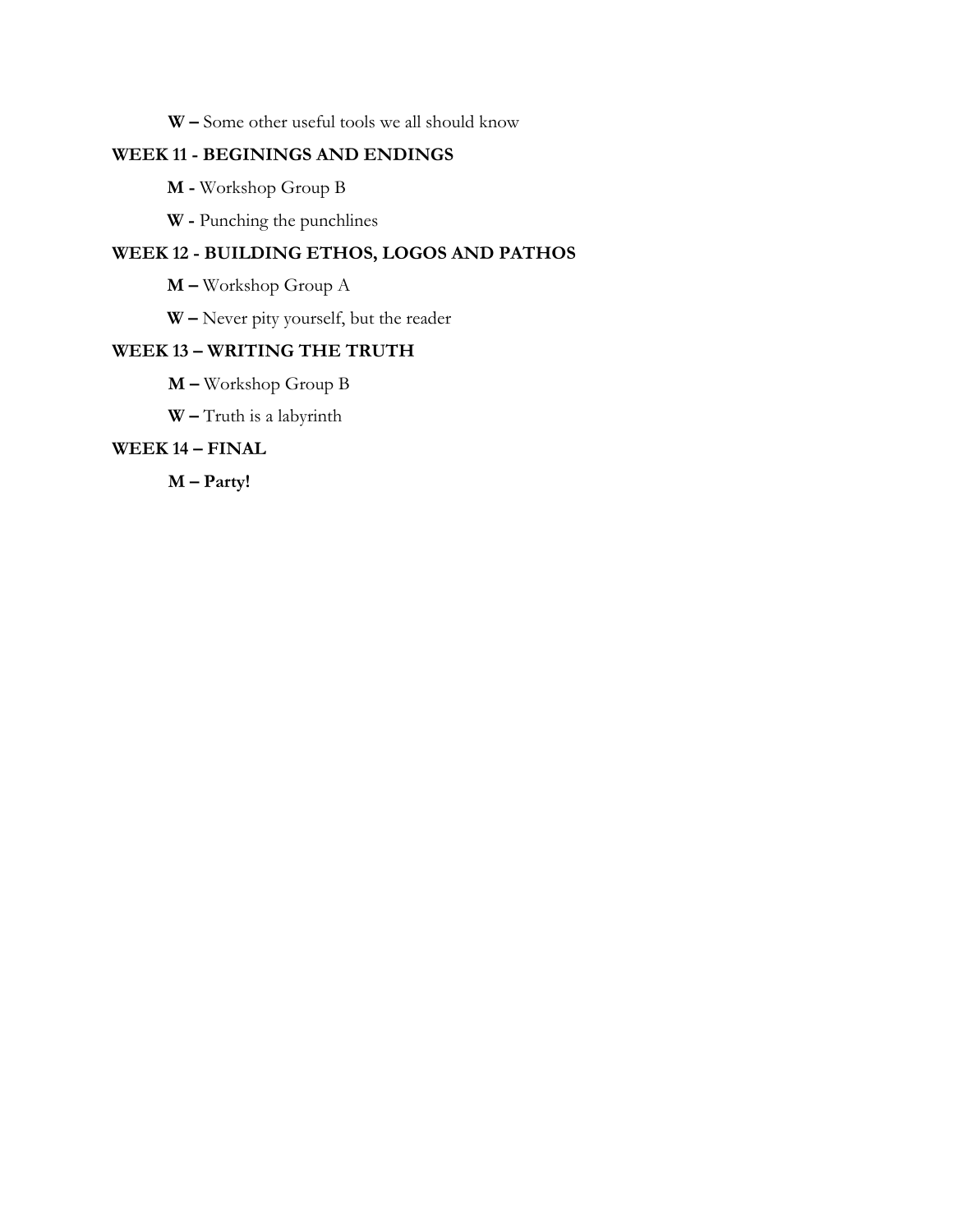**W –** Some other useful tools we all should know

**WEEK 11 - BEGININGS AND ENDINGS**

**M -** Workshop Group B

**W -** Punching the punchlines

**WEEK 12 - BUILDING ETHOS, LOGOS AND PATHOS**

**M –** Workshop Group A

**W –** Never pity yourself, but the reader

**WEEK 13 – WRITING THE TRUTH**

**M –** Workshop Group B

**W –** Truth is a labyrinth

**WEEK 14 – FINAL**

**M – Party!**